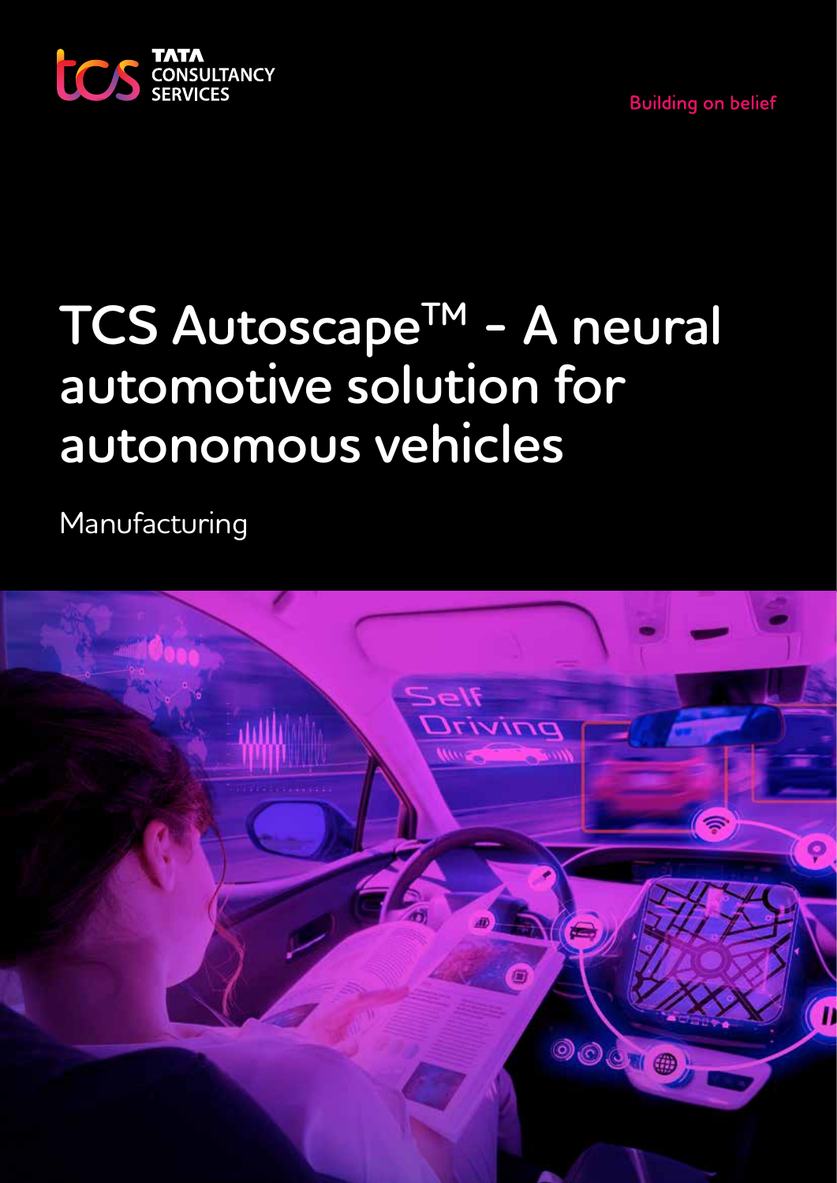TATA CONSULTANCY SERVICES

Building on belief

# TCS Autoscape™ - A neural automotive solution for autonomous vehicles

Manufacturing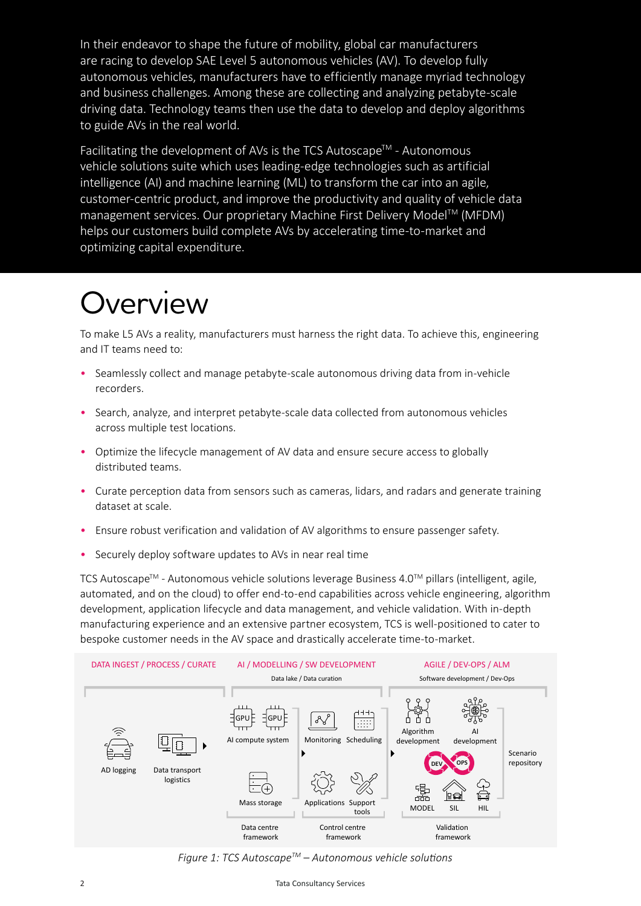In their endeavor to shape the future of mobility, global car manufacturers are racing to develop SAE Level 5 autonomous vehicles (AV). To develop fully autonomous vehicles, manufacturers have to efficiently manage myriad technology and business challenges. Among these are collecting and analyzing petabyte-scale driving data. Technology teams then use the data to develop and deploy algorithms to guide AVs in the real world.

Facilitating the development of AVs is the TCS Autoscape™ - Autonomous vehicle solutions suite which uses leading-edge technologies such as artificial intelligence (AI) and machine learning (ML) to transform the car into an agile, customer-centric product, and improve the productivity and quality of vehicle data management services. Our proprietary Machine First Delivery Model™ (MFDM) helps our customers build complete AVs by accelerating time-to-market and optimizing capital expenditure.

# Overview

To make L5 AVs a reality, manufacturers must harness the right data. To achieve this, engineering and IT teams need to:

- Seamlessly collect and manage petabyte-scale autonomous driving data from in-vehicle recorders.
- Search, analyze, and interpret petabyte-scale data collected from autonomous vehicles across multiple test locations.
- Optimize the lifecycle management of AV data and ensure secure access to globally distributed teams.
- Curate perception data from sensors such as cameras, lidars, and radars and generate training dataset at scale.
- Ensure robust verification and validation of AV algorithms to ensure passenger safety.
- Securely deploy software updates to AVs in near real time

TCS Autoscape™ - Autonomous vehicle solutions leverage Business 4.0™ pillars (intelligent, agile, automated, and on the cloud) to offer end-to-end capabilities across vehicle engineering, algorithm development, application lifecycle and data management, and vehicle validation. With in-depth manufacturing experience and an extensive partner ecosystem, TCS is well-positioned to cater to bespoke customer needs in the AV space and drastically accelerate time-to-market.

DATA INGEST / PROCESS / CURATE — AD logging; Data transport logistics

AI / MODELLING / SW DEVELOPMENT — Data lake / Data curation — AI compute system; Mass storage (Data centre framework); Monitoring; Scheduling; Applications; Support tools (Control centre framework)

AGILE / DEV-OPS / ALM — Software development / Dev-Ops — Algorithm development; AI development; DEV; OPS; MODEL; SIL; HIL (Validation framework); Scenario repository

*Figure 1: TCS Autoscape™ – Autonomous vehicle solutions*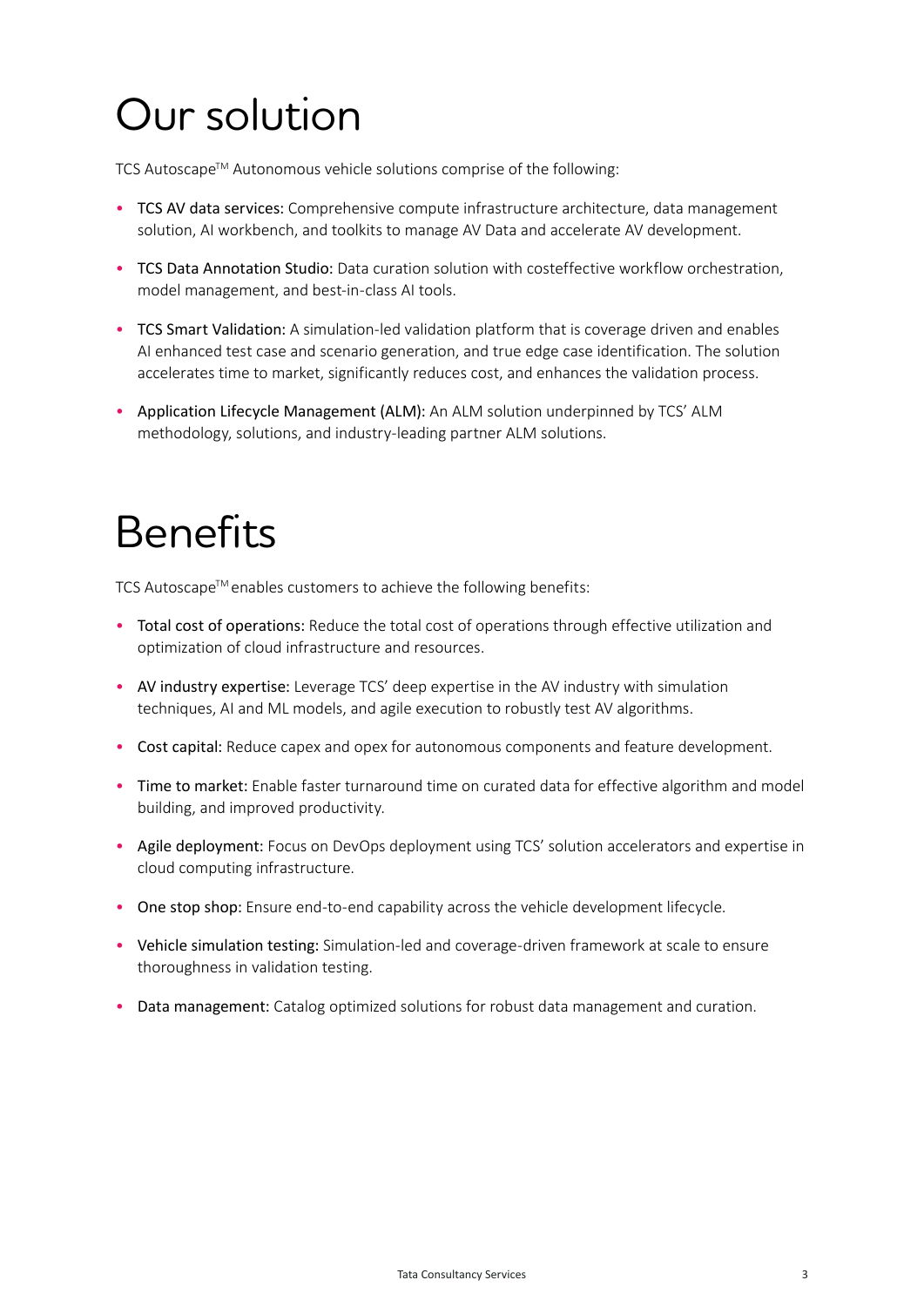# Our solution

TCS Autoscape™ Autonomous vehicle solutions comprise of the following:

- TCS AV data services: Comprehensive compute infrastructure architecture, data management solution, AI workbench, and toolkits to manage AV Data and accelerate AV development.
- TCS Data Annotation Studio: Data curation solution with costeffective workflow orchestration, model management, and best-in-class AI tools.
- TCS Smart Validation: A simulation-led validation platform that is coverage driven and enables AI enhanced test case and scenario generation, and true edge case identification. The solution accelerates time to market, significantly reduces cost, and enhances the validation process.
- Application Lifecycle Management (ALM): An ALM solution underpinned by TCS' ALM methodology, solutions, and industry-leading partner ALM solutions.

# Benefits

TCS Autoscape™ enables customers to achieve the following benefits:

- Total cost of operations: Reduce the total cost of operations through effective utilization and optimization of cloud infrastructure and resources.
- AV industry expertise: Leverage TCS' deep expertise in the AV industry with simulation techniques, AI and ML models, and agile execution to robustly test AV algorithms.
- Cost capital: Reduce capex and opex for autonomous components and feature development.
- Time to market: Enable faster turnaround time on curated data for effective algorithm and model building, and improved productivity.
- Agile deployment: Focus on DevOps deployment using TCS' solution accelerators and expertise in cloud computing infrastructure.
- One stop shop: Ensure end-to-end capability across the vehicle development lifecycle.
- Vehicle simulation testing: Simulation-led and coverage-driven framework at scale to ensure thoroughness in validation testing.
- Data management: Catalog optimized solutions for robust data management and curation.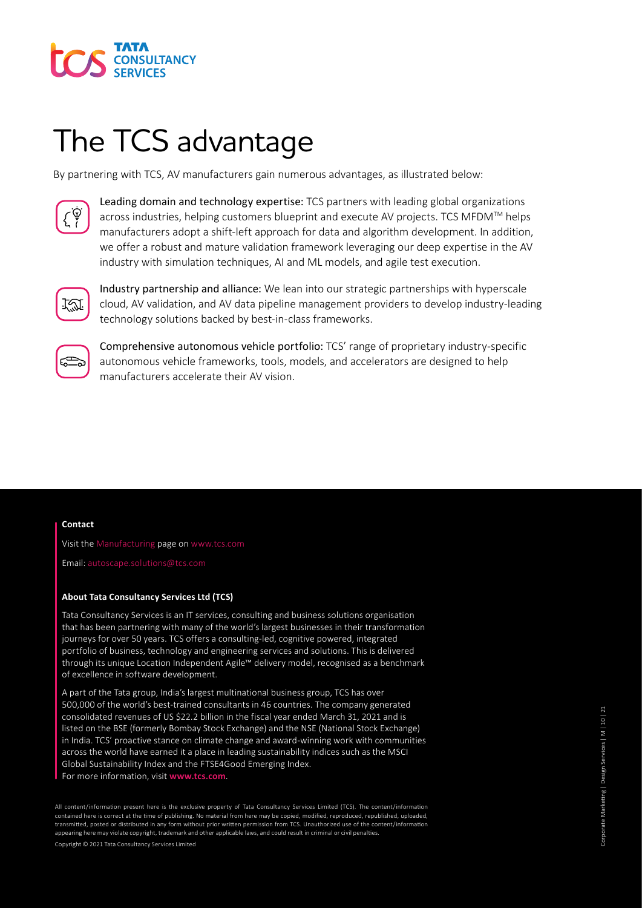# The TCS advantage

By partnering with TCS, AV manufacturers gain numerous advantages, as illustrated below:

**Leading domain and technology expertise:** TCS partners with leading global organizations across industries, helping customers blueprint and execute AV projects. TCS MFDM™ helps manufacturers adopt a shift-left approach for data and algorithm development. In addition, we offer a robust and mature validation framework leveraging our deep expertise in the AV industry with simulation techniques, AI and ML models, and agile test execution.

**Industry partnership and alliance:** We lean into our strategic partnerships with hyperscale cloud, AV validation, and AV data pipeline management providers to develop industry-leading technology solutions backed by best-in-class frameworks.

**Comprehensive autonomous vehicle portfolio:** TCS' range of proprietary industry-specific autonomous vehicle frameworks, tools, models, and accelerators are designed to help manufacturers accelerate their AV vision.

**Contact**

Visit the Manufacturing page on www.tcs.com

Email: autoscape.solutions@tcs.com

**About Tata Consultancy Services Ltd (TCS)**

Tata Consultancy Services is an IT services, consulting and business solutions organisation that has been partnering with many of the world's largest businesses in their transformation journeys for over 50 years. TCS offers a consulting-led, cognitive powered, integrated portfolio of business, technology and engineering services and solutions. This is delivered through its unique Location Independent Agile™ delivery model, recognised as a benchmark of excellence in software development.

A part of the Tata group, India's largest multinational business group, TCS has over 500,000 of the world's best-trained consultants in 46 countries. The company generated consolidated revenues of US $22.2 billion in the fiscal year ended March 31, 2021 and is listed on the BSE (formerly Bombay Stock Exchange) and the NSE (National Stock Exchange) in India. TCS' proactive stance on climate change and award-winning work with communities across the world have earned it a place in leading sustainability indices such as the MSCI Global Sustainability Index and the FTSE4Good Emerging Index.
For more information, visit **www.tcs.com**.

All content/information present here is the exclusive property of Tata Consultancy Services Limited (TCS). The content/information contained here is correct at the time of publishing. No material from here may be copied, modified, reproduced, republished, uploaded, transmitted, posted or distributed in any form without prior written permission from TCS. Unauthorized use of the content/information appearing here may violate copyright, trademark and other applicable laws, and could result in criminal or civil penalties.

Copyright © 2021 Tata Consultancy Services Limited

Corporate Marketing | Design Services | M | 10 | 21